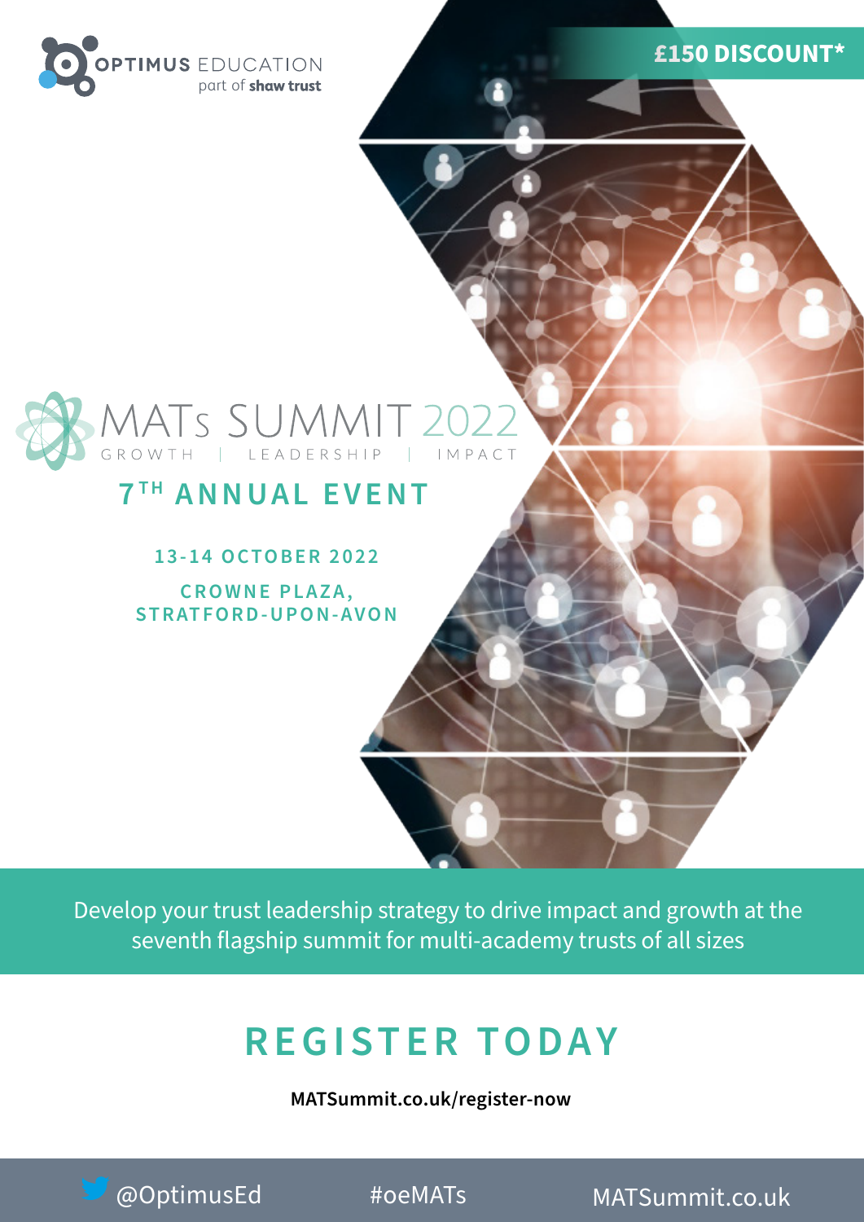OPTIMUS EDUCATION
part of shaw trust

**£150 DISCOUNT***

# MATs SUMMIT 2022

GROWTH | LEADERSHIP | IMPACT

## 7TH ANNUAL EVENT

**13-14 OCTOBER 2022**

**CROWNE PLAZA, STRATFORD-UPON-AVON**

Develop your trust leadership strategy to drive impact and growth at the seventh flagship summit for multi-academy trusts of all sizes

## REGISTER TODAY

**MATSummit.co.uk/register-now**

@OptimusEd #oeMATs MATSummit.co.uk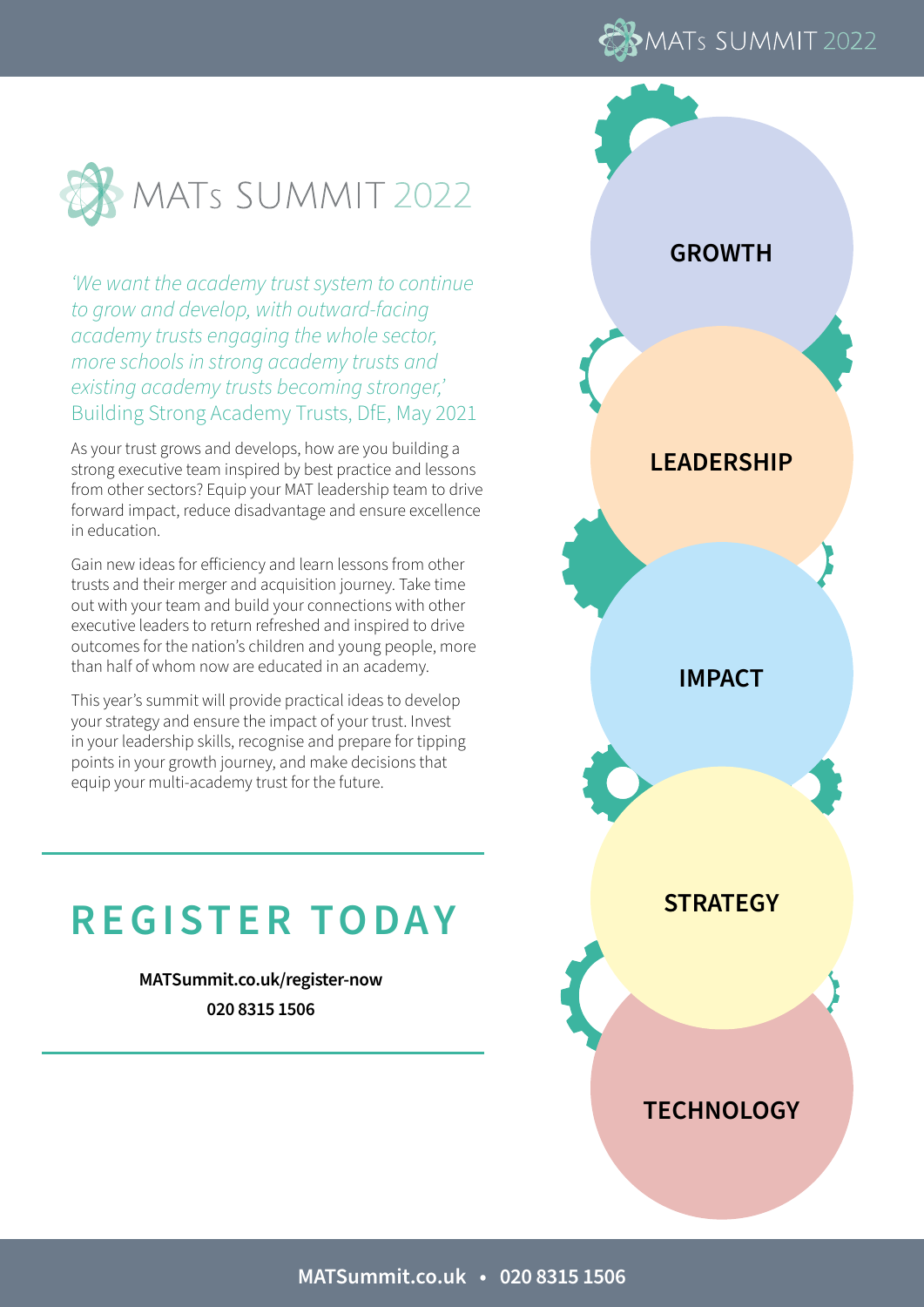# MATs SUMMIT 2022

*'We want the academy trust system to continue to grow and develop, with outward-facing academy trusts engaging the whole sector, more schools in strong academy trusts and existing academy trusts becoming stronger,'* Building Strong Academy Trusts, DfE, May 2021

As your trust grows and develops, how are you building a strong executive team inspired by best practice and lessons from other sectors? Equip your MAT leadership team to drive forward impact, reduce disadvantage and ensure excellence in education.

Gain new ideas for efficiency and learn lessons from other trusts and their merger and acquisition journey. Take time out with your team and build your connections with other executive leaders to return refreshed and inspired to drive outcomes for the nation's children and young people, more than half of whom now are educated in an academy.

This year's summit will provide practical ideas to develop your strategy and ensure the impact of your trust. Invest in your leadership skills, recognise and prepare for tipping points in your growth journey, and make decisions that equip your multi-academy trust for the future.

## REGISTER TODAY

**MATSummit.co.uk/register-now**

**020 8315 1506**

**GROWTH**

**LEADERSHIP**

**IMPACT**

**STRATEGY**

**TECHNOLOGY**

**MATSummit.co.uk • 020 8315 1506**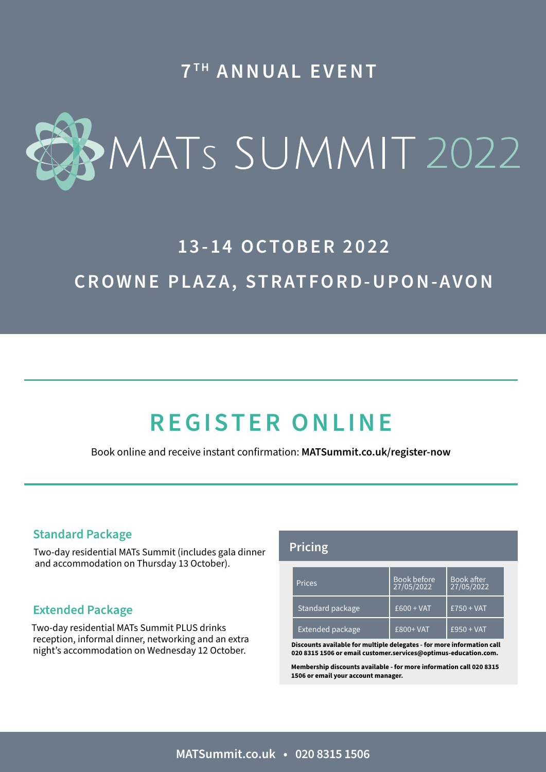7TH ANNUAL EVENT

# MATs SUMMIT 2022

## 13-14 OCTOBER 2022

## CROWNE PLAZA, STRATFORD-UPON-AVON

# REGISTER ONLINE

Book online and receive instant confirmation: **MATSummit.co.uk/register-now**

### Standard Package

Two-day residential MATs Summit (includes gala dinner and accommodation on Thursday 13 October).

### Extended Package

Two-day residential MATs Summit PLUS drinks reception, informal dinner, networking and an extra night's accommodation on Wednesday 12 October.

### Pricing

| Prices | Book before 27/05/2022 | Book after 27/05/2022 |
| --- | --- | --- |
| Standard package | £600 + VAT | £750 + VAT |
| Extended package | £800+ VAT | £950 + VAT |

**Discounts available for multiple delegates - for more information call 020 8315 1506 or email customer.services@optimus-education.com.**

**Membership discounts available - for more information call 020 8315 1506 or email your account manager.**

**MATSummit.co.uk • 020 8315 1506**